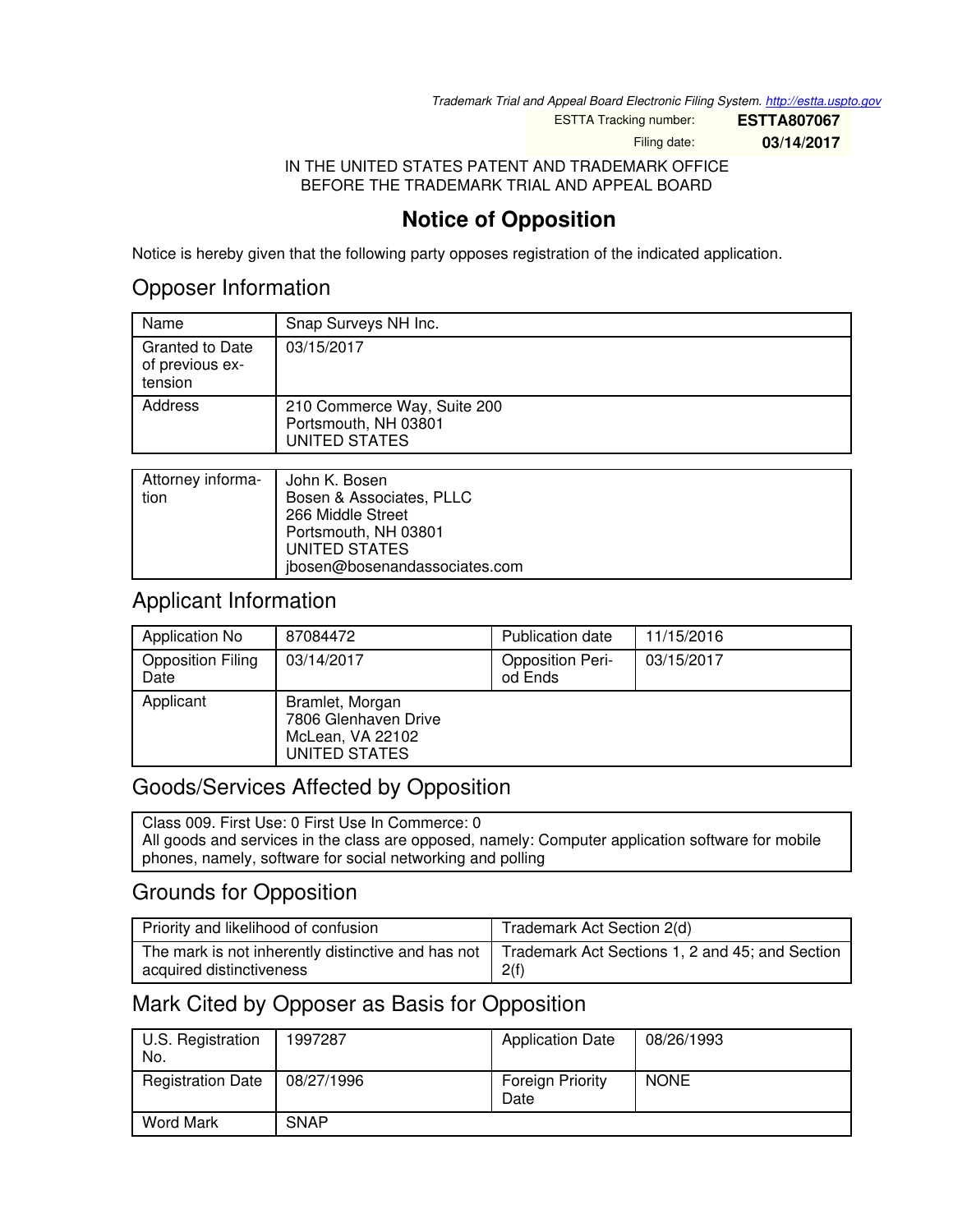Trademark Trial and Appeal Board Electronic Filing System. http://estta.uspto.gov

| ESTTA Tracking number: | ESTTA807067 |
| --- | --- |
| Filing date: | 03/14/2017 |

IN THE UNITED STATES PATENT AND TRADEMARK OFFICE
BEFORE THE TRADEMARK TRIAL AND APPEAL BOARD

# Notice of Opposition

Notice is hereby given that the following party opposes registration of the indicated application.

## Opposer Information

| Name | Snap Surveys NH Inc. |
| --- | --- |
| Granted to Date of previous extension | 03/15/2017 |
| Address | 210 Commerce Way, Suite 200<br>Portsmouth, NH 03801<br>UNITED STATES |

| Attorney information | John K. Bosen<br>Bosen & Associates, PLLC<br>266 Middle Street<br>Portsmouth, NH 03801<br>UNITED STATES<br>jbosen@bosenandassociates.com |
| --- | --- |

## Applicant Information

| Application No | 87084472 | Publication date | 11/15/2016 |
| --- | --- | --- | --- |
| Opposition Filing Date | 03/14/2017 | Opposition Period Ends | 03/15/2017 |
| Applicant | Bramlet, Morgan<br>7806 Glenhaven Drive<br>McLean, VA 22102<br>UNITED STATES | | |

## Goods/Services Affected by Opposition

Class 009. First Use: 0 First Use In Commerce: 0
All goods and services in the class are opposed, namely: Computer application software for mobile phones, namely, software for social networking and polling

## Grounds for Opposition

| Priority and likelihood of confusion | Trademark Act Section 2(d) |
| --- | --- |
| The mark is not inherently distinctive and has not acquired distinctiveness | Trademark Act Sections 1, 2 and 45; and Section 2(f) |

## Mark Cited by Opposer as Basis for Opposition

| U.S. Registration No. | 1997287 | Application Date | 08/26/1993 |
| --- | --- | --- | --- |
| Registration Date | 08/27/1996 | Foreign Priority Date | NONE |
| Word Mark | SNAP | | |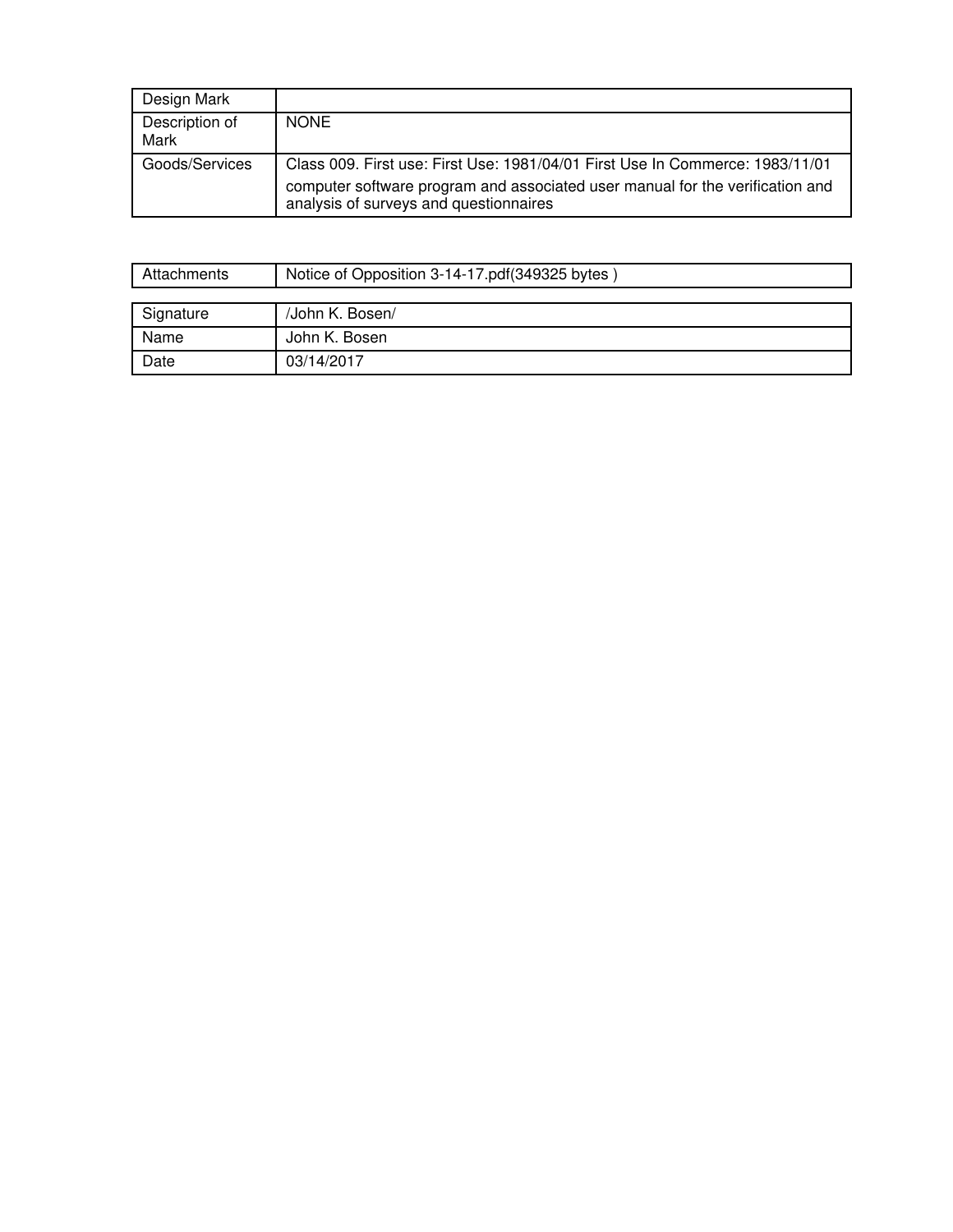| Design Mark | |
|---|---|
| Description of Mark | NONE |
| Goods/Services | Class 009. First use: First Use: 1981/04/01 First Use In Commerce: 1983/11/01<br>computer software program and associated user manual for the verification and analysis of surveys and questionnaires |

| Attachments | Notice of Opposition 3-14-17.pdf(349325 bytes ) |
|---|---|

| Signature | /John K. Bosen/ |
|---|---|
| Name | John K. Bosen |
| Date | 03/14/2017 |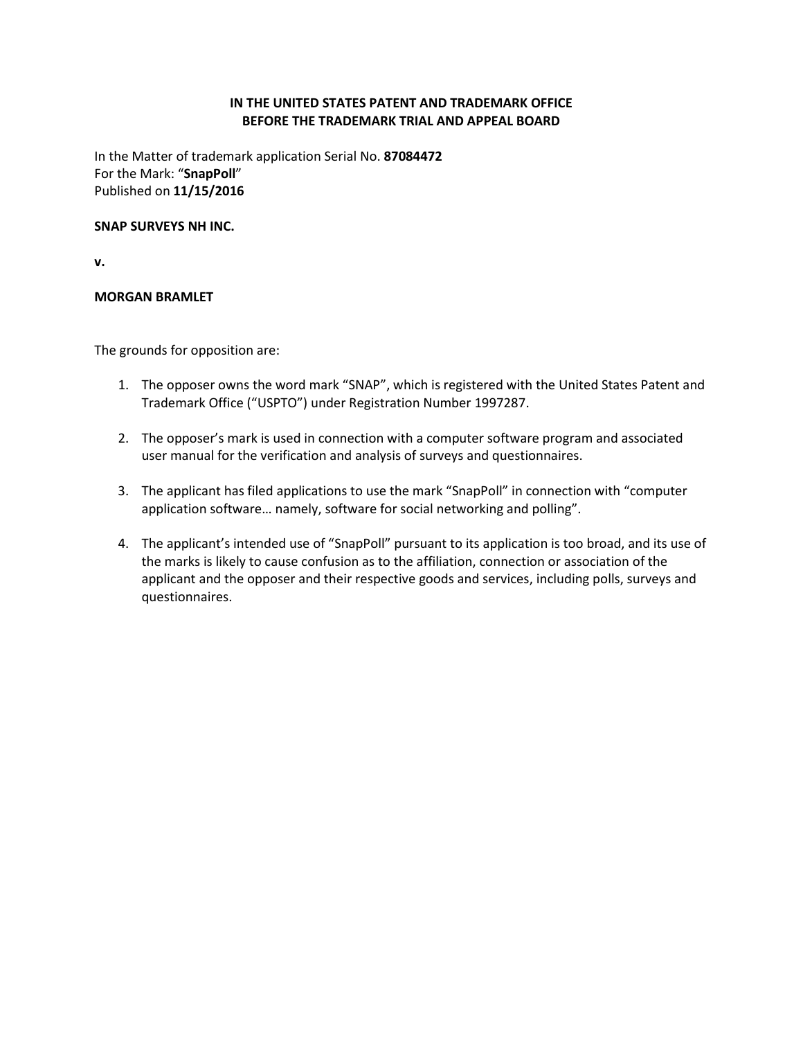**IN THE UNITED STATES PATENT AND TRADEMARK OFFICE**
**BEFORE THE TRADEMARK TRIAL AND APPEAL BOARD**

In the Matter of trademark application Serial No. **87084472**
For the Mark: "**SnapPoll**"
Published on **11/15/2016**

**SNAP SURVEYS NH INC.**

**v.**

**MORGAN BRAMLET**

The grounds for opposition are:

1. The opposer owns the word mark "SNAP", which is registered with the United States Patent and Trademark Office ("USPTO") under Registration Number 1997287.

2. The opposer's mark is used in connection with a computer software program and associated user manual for the verification and analysis of surveys and questionnaires.

3. The applicant has filed applications to use the mark "SnapPoll" in connection with "computer application software… namely, software for social networking and polling".

4. The applicant's intended use of "SnapPoll" pursuant to its application is too broad, and its use of the marks is likely to cause confusion as to the affiliation, connection or association of the applicant and the opposer and their respective goods and services, including polls, surveys and questionnaires.